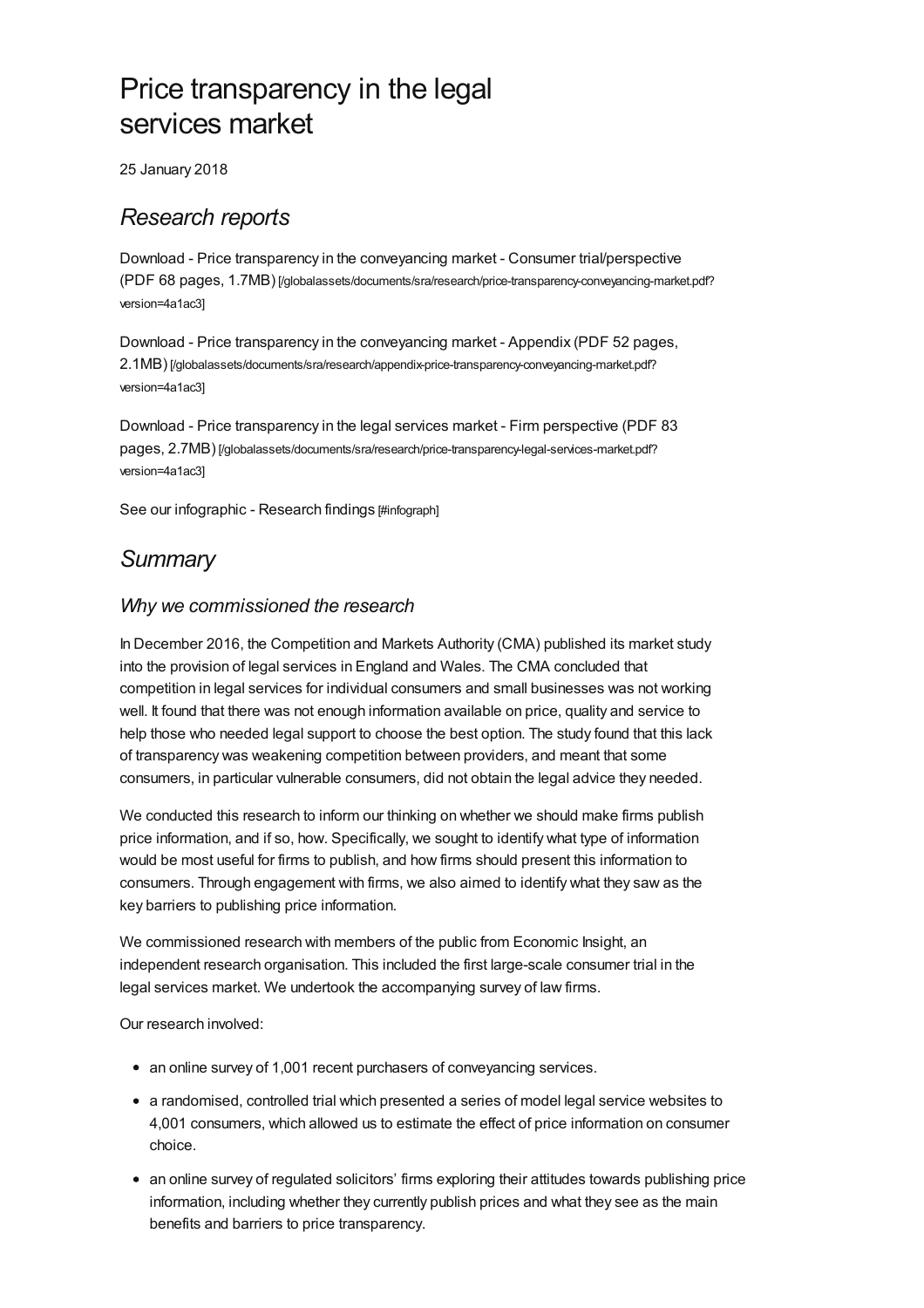# Price transparency in the legal services market

25 January 2018

## *Research reports*

Download - Price transparency in the conveyancing market - Consumer trial/perspective (PDF 68 pages, 1.7MB) [/globalassets/documents/sra/research/price-transparency-conveyancing-market.pdf?version=4a1ac3]

Download - Price transparency in the conveyancing market - Appendix (PDF 52 pages, 2.1MB) [/globalassets/documents/sra/research/appendix-price-transparency-conveyancing-market.pdf?version=4a1ac3]

Download - Price transparency in the legal services market - Firm perspective (PDF 83 pages, 2.7MB) [/globalassets/documents/sra/research/price-transparency-legal-services-market.pdf?version=4a1ac3]

See our infographic - Research findings [#infograph]

## *Summary*

### *Why we commissioned the research*

In December 2016, the Competition and Markets Authority (CMA) published its market study into the provision of legal services in England and Wales. The CMA concluded that competition in legal services for individual consumers and small businesses was not working well. It found that there was not enough information available on price, quality and service to help those who needed legal support to choose the best option. The study found that this lack of transparency was weakening competition between providers, and meant that some consumers, in particular vulnerable consumers, did not obtain the legal advice they needed.

We conducted this research to inform our thinking on whether we should make firms publish price information, and if so, how. Specifically, we sought to identify what type of information would be most useful for firms to publish, and how firms should present this information to consumers. Through engagement with firms, we also aimed to identify what they saw as the key barriers to publishing price information.

We commissioned research with members of the public from Economic Insight, an independent research organisation. This included the first large-scale consumer trial in the legal services market. We undertook the accompanying survey of law firms.

Our research involved:

- an online survey of 1,001 recent purchasers of conveyancing services.
- a randomised, controlled trial which presented a series of model legal service websites to 4,001 consumers, which allowed us to estimate the effect of price information on consumer choice.
- an online survey of regulated solicitors' firms exploring their attitudes towards publishing price information, including whether they currently publish prices and what they see as the main benefits and barriers to price transparency.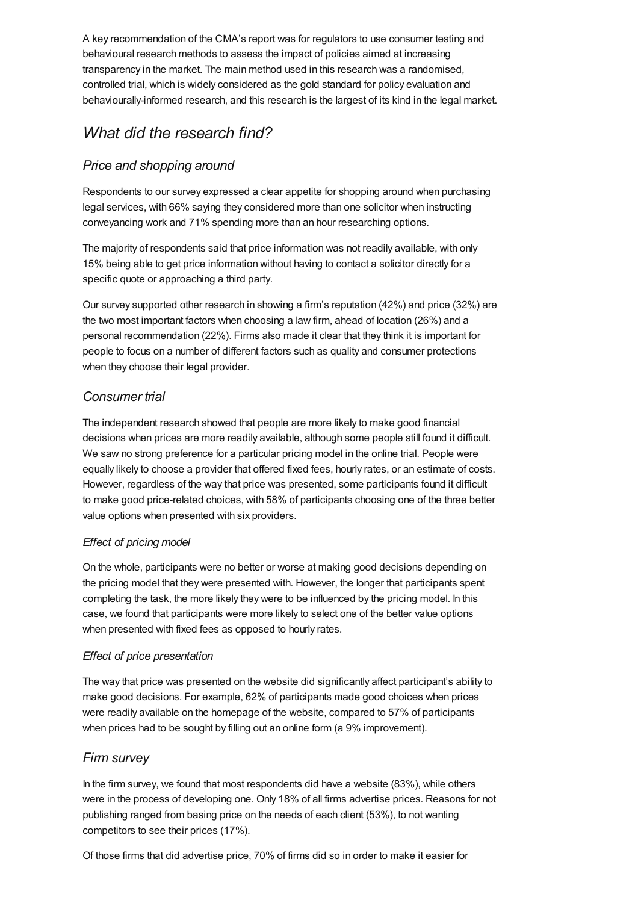A key recommendation of the CMA's report was for regulators to use consumer testing and behavioural research methods to assess the impact of policies aimed at increasing transparency in the market. The main method used in this research was a randomised, controlled trial, which is widely considered as the gold standard for policy evaluation and behaviourally-informed research, and this research is the largest of its kind in the legal market.

## *What did the research find?*

### *Price and shopping around*

Respondents to our survey expressed a clear appetite for shopping around when purchasing legal services, with 66% saying they considered more than one solicitor when instructing conveyancing work and 71% spending more than an hour researching options.

The majority of respondents said that price information was not readily available, with only 15% being able to get price information without having to contact a solicitor directly for a specific quote or approaching a third party.

Our survey supported other research in showing a firm's reputation (42%) and price (32%) are the two most important factors when choosing a law firm, ahead of location (26%) and a personal recommendation (22%). Firms also made it clear that they think it is important for people to focus on a number of different factors such as quality and consumer protections when they choose their legal provider.

### *Consumer trial*

The independent research showed that people are more likely to make good financial decisions when prices are more readily available, although some people still found it difficult. We saw no strong preference for a particular pricing model in the online trial. People were equally likely to choose a provider that offered fixed fees, hourly rates, or an estimate of costs. However, regardless of the way that price was presented, some participants found it difficult to make good price-related choices, with 58% of participants choosing one of the three better value options when presented with six providers.

#### *Effect of pricing model*

On the whole, participants were no better or worse at making good decisions depending on the pricing model that they were presented with. However, the longer that participants spent completing the task, the more likely they were to be influenced by the pricing model. In this case, we found that participants were more likely to select one of the better value options when presented with fixed fees as opposed to hourly rates.

#### *Effect of price presentation*

The way that price was presented on the website did significantly affect participant's ability to make good decisions. For example, 62% of participants made good choices when prices were readily available on the homepage of the website, compared to 57% of participants when prices had to be sought by filling out an online form (a 9% improvement).

### *Firm survey*

In the firm survey, we found that most respondents did have a website (83%), while others were in the process of developing one. Only 18% of all firms advertise prices. Reasons for not publishing ranged from basing price on the needs of each client (53%), to not wanting competitors to see their prices (17%).

Of those firms that did advertise price, 70% of firms did so in order to make it easier for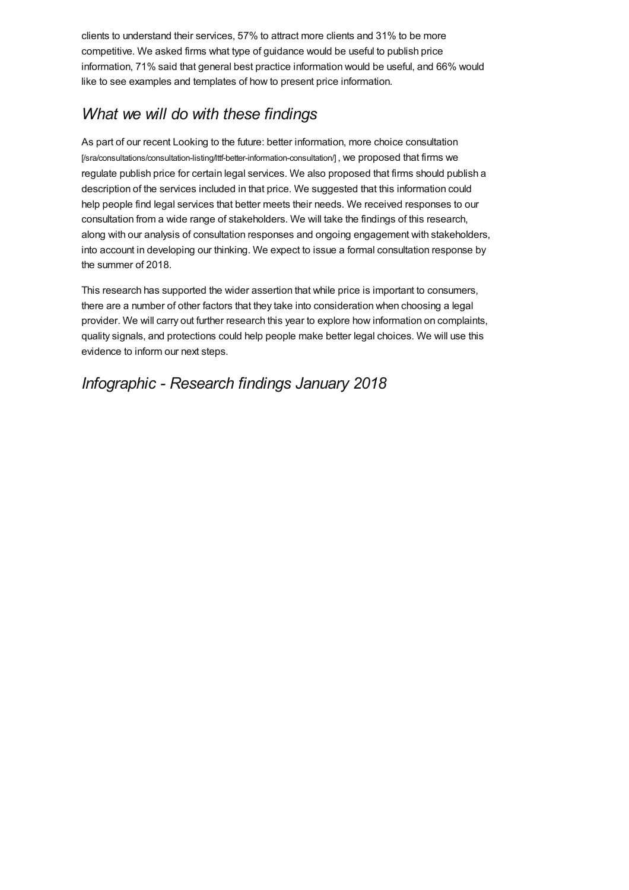clients to understand their services, 57% to attract more clients and 31% to be more competitive. We asked firms what type of guidance would be useful to publish price information, 71% said that general best practice information would be useful, and 66% would like to see examples and templates of how to present price information.

## *What we will do with these findings*

As part of our recent Looking to the future: better information, more choice consultation [/sra/consultations/consultation-listing/lttf-better-information-consultation/] , we proposed that firms we regulate publish price for certain legal services. We also proposed that firms should publish a description of the services included in that price. We suggested that this information could help people find legal services that better meets their needs. We received responses to our consultation from a wide range of stakeholders. We will take the findings of this research, along with our analysis of consultation responses and ongoing engagement with stakeholders, into account in developing our thinking. We expect to issue a formal consultation response by the summer of 2018.

This research has supported the wider assertion that while price is important to consumers, there are a number of other factors that they take into consideration when choosing a legal provider. We will carry out further research this year to explore how information on complaints, quality signals, and protections could help people make better legal choices. We will use this evidence to inform our next steps.

## *Infographic - Research findings January 2018*